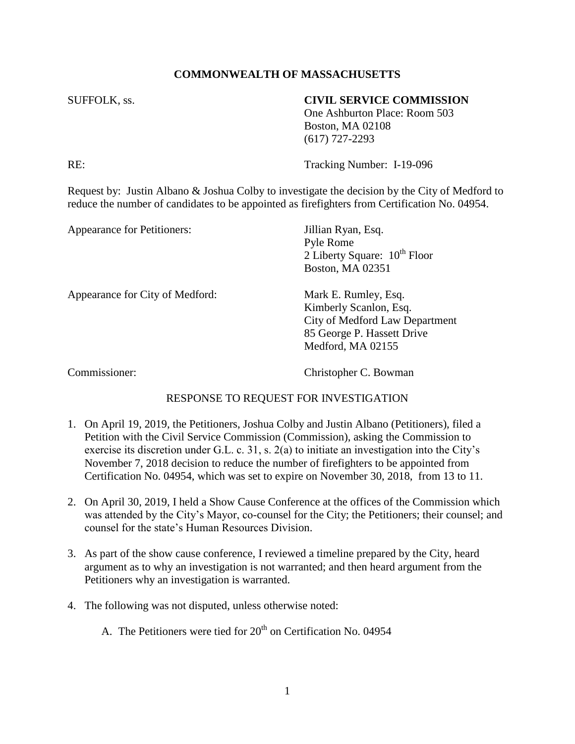**COMMONWEALTH OF MASSACHUSETTS**

SUFFOLK, ss.

**CIVIL SERVICE COMMISSION**
One Ashburton Place: Room 503
Boston, MA 02108
(617) 727-2293

RE: Tracking Number: I-19-096

Request by: Justin Albano & Joshua Colby to investigate the decision by the City of Medford to reduce the number of candidates to be appointed as firefighters from Certification No. 04954.

Appearance for Petitioners:

Jillian Ryan, Esq.
Pyle Rome
2 Liberty Square: 10th Floor
Boston, MA 02351

Appearance for City of Medford:

Mark E. Rumley, Esq.
Kimberly Scanlon, Esq.
City of Medford Law Department
85 George P. Hassett Drive
Medford, MA 02155

Commissioner: Christopher C. Bowman

RESPONSE TO REQUEST FOR INVESTIGATION

1. On April 19, 2019, the Petitioners, Joshua Colby and Justin Albano (Petitioners), filed a Petition with the Civil Service Commission (Commission), asking the Commission to exercise its discretion under G.L. c. 31, s. 2(a) to initiate an investigation into the City's November 7, 2018 decision to reduce the number of firefighters to be appointed from Certification No. 04954, which was set to expire on November 30, 2018, from 13 to 11.

2. On April 30, 2019, I held a Show Cause Conference at the offices of the Commission which was attended by the City's Mayor, co-counsel for the City; the Petitioners; their counsel; and counsel for the state's Human Resources Division.

3. As part of the show cause conference, I reviewed a timeline prepared by the City, heard argument as to why an investigation is not warranted; and then heard argument from the Petitioners why an investigation is warranted.

4. The following was not disputed, unless otherwise noted:

   A. The Petitioners were tied for 20th on Certification No. 04954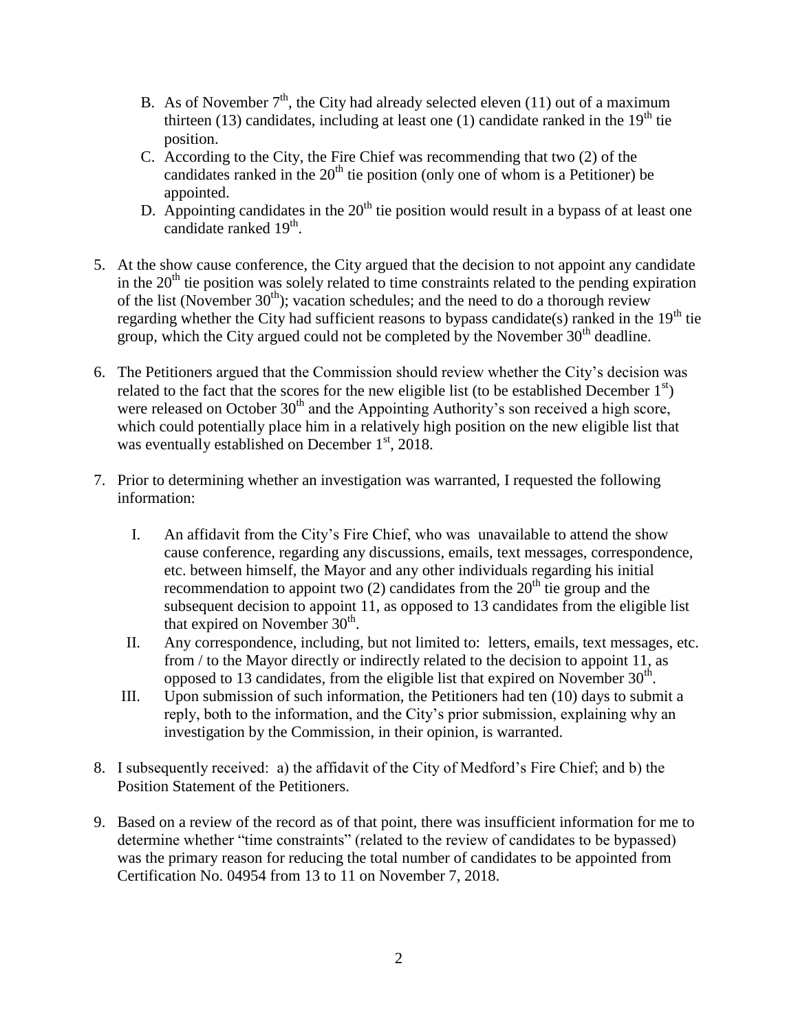B. As of November 7th, the City had already selected eleven (11) out of a maximum thirteen (13) candidates, including at least one (1) candidate ranked in the 19th tie position.

C. According to the City, the Fire Chief was recommending that two (2) of the candidates ranked in the 20th tie position (only one of whom is a Petitioner) be appointed.

D. Appointing candidates in the 20th tie position would result in a bypass of at least one candidate ranked 19th.

5. At the show cause conference, the City argued that the decision to not appoint any candidate in the 20th tie position was solely related to time constraints related to the pending expiration of the list (November 30th); vacation schedules; and the need to do a thorough review regarding whether the City had sufficient reasons to bypass candidate(s) ranked in the 19th tie group, which the City argued could not be completed by the November 30th deadline.

6. The Petitioners argued that the Commission should review whether the City's decision was related to the fact that the scores for the new eligible list (to be established December 1st) were released on October 30th and the Appointing Authority's son received a high score, which could potentially place him in a relatively high position on the new eligible list that was eventually established on December 1st, 2018.

7. Prior to determining whether an investigation was warranted, I requested the following information:

   I. An affidavit from the City's Fire Chief, who was unavailable to attend the show cause conference, regarding any discussions, emails, text messages, correspondence, etc. between himself, the Mayor and any other individuals regarding his initial recommendation to appoint two (2) candidates from the 20th tie group and the subsequent decision to appoint 11, as opposed to 13 candidates from the eligible list that expired on November 30th.

   II. Any correspondence, including, but not limited to: letters, emails, text messages, etc. from / to the Mayor directly or indirectly related to the decision to appoint 11, as opposed to 13 candidates, from the eligible list that expired on November 30th.

   III. Upon submission of such information, the Petitioners had ten (10) days to submit a reply, both to the information, and the City's prior submission, explaining why an investigation by the Commission, in their opinion, is warranted.

8. I subsequently received: a) the affidavit of the City of Medford's Fire Chief; and b) the Position Statement of the Petitioners.

9. Based on a review of the record as of that point, there was insufficient information for me to determine whether "time constraints" (related to the review of candidates to be bypassed) was the primary reason for reducing the total number of candidates to be appointed from Certification No. 04954 from 13 to 11 on November 7, 2018.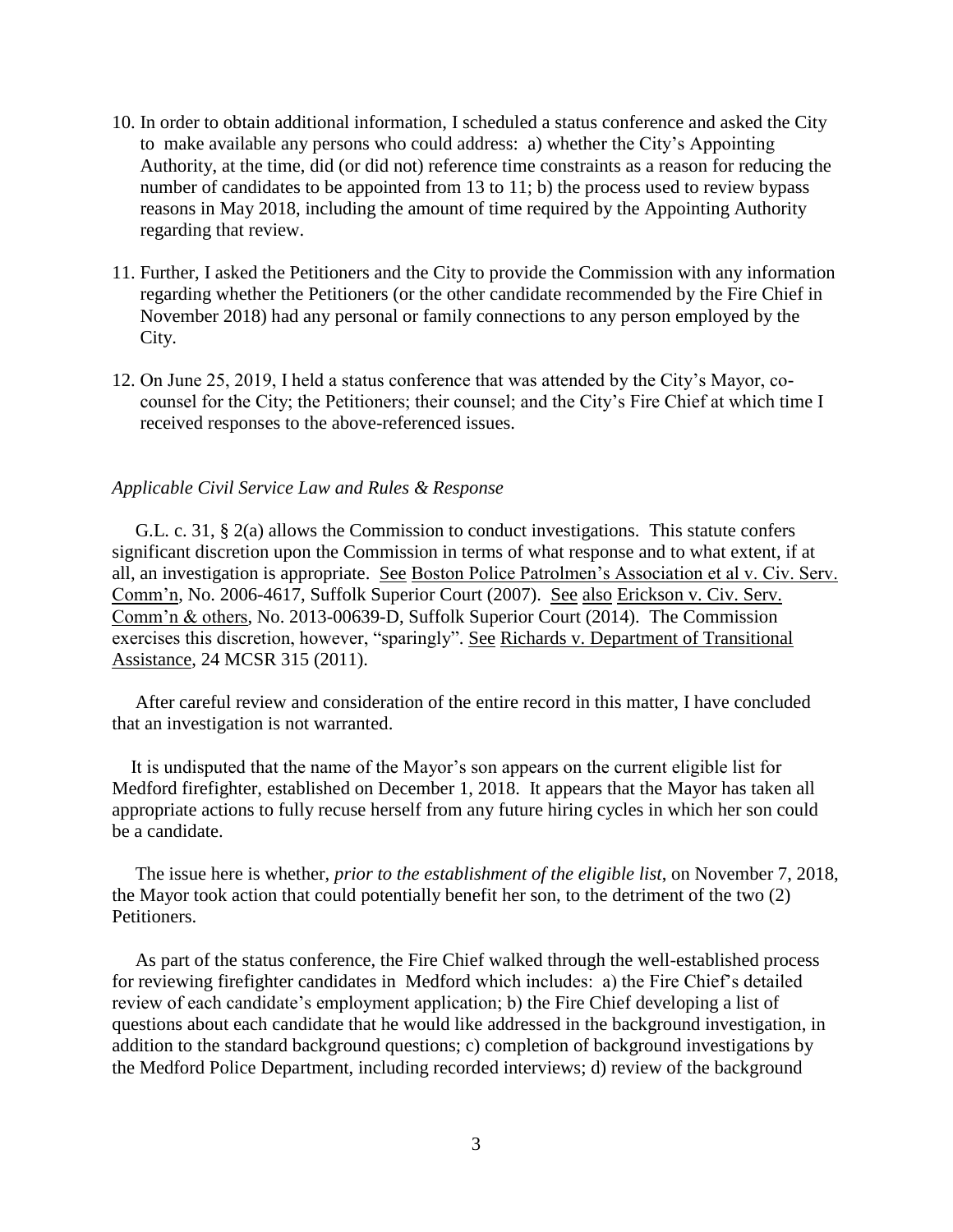10. In order to obtain additional information, I scheduled a status conference and asked the City to make available any persons who could address: a) whether the City's Appointing Authority, at the time, did (or did not) reference time constraints as a reason for reducing the number of candidates to be appointed from 13 to 11; b) the process used to review bypass reasons in May 2018, including the amount of time required by the Appointing Authority regarding that review.

11. Further, I asked the Petitioners and the City to provide the Commission with any information regarding whether the Petitioners (or the other candidate recommended by the Fire Chief in November 2018) had any personal or family connections to any person employed by the City.

12. On June 25, 2019, I held a status conference that was attended by the City's Mayor, co-counsel for the City; the Petitioners; their counsel; and the City's Fire Chief at which time I received responses to the above-referenced issues.

*Applicable Civil Service Law and Rules & Response*

G.L. c. 31, § 2(a) allows the Commission to conduct investigations. This statute confers significant discretion upon the Commission in terms of what response and to what extent, if at all, an investigation is appropriate. See Boston Police Patrolmen's Association et al v. Civ. Serv. Comm'n, No. 2006-4617, Suffolk Superior Court (2007). See also Erickson v. Civ. Serv. Comm'n & others, No. 2013-00639-D, Suffolk Superior Court (2014). The Commission exercises this discretion, however, "sparingly". See Richards v. Department of Transitional Assistance, 24 MCSR 315 (2011).

After careful review and consideration of the entire record in this matter, I have concluded that an investigation is not warranted.

It is undisputed that the name of the Mayor's son appears on the current eligible list for Medford firefighter, established on December 1, 2018. It appears that the Mayor has taken all appropriate actions to fully recuse herself from any future hiring cycles in which her son could be a candidate.

The issue here is whether, *prior to the establishment of the eligible list*, on November 7, 2018, the Mayor took action that could potentially benefit her son, to the detriment of the two (2) Petitioners.

As part of the status conference, the Fire Chief walked through the well-established process for reviewing firefighter candidates in Medford which includes: a) the Fire Chief's detailed review of each candidate's employment application; b) the Fire Chief developing a list of questions about each candidate that he would like addressed in the background investigation, in addition to the standard background questions; c) completion of background investigations by the Medford Police Department, including recorded interviews; d) review of the background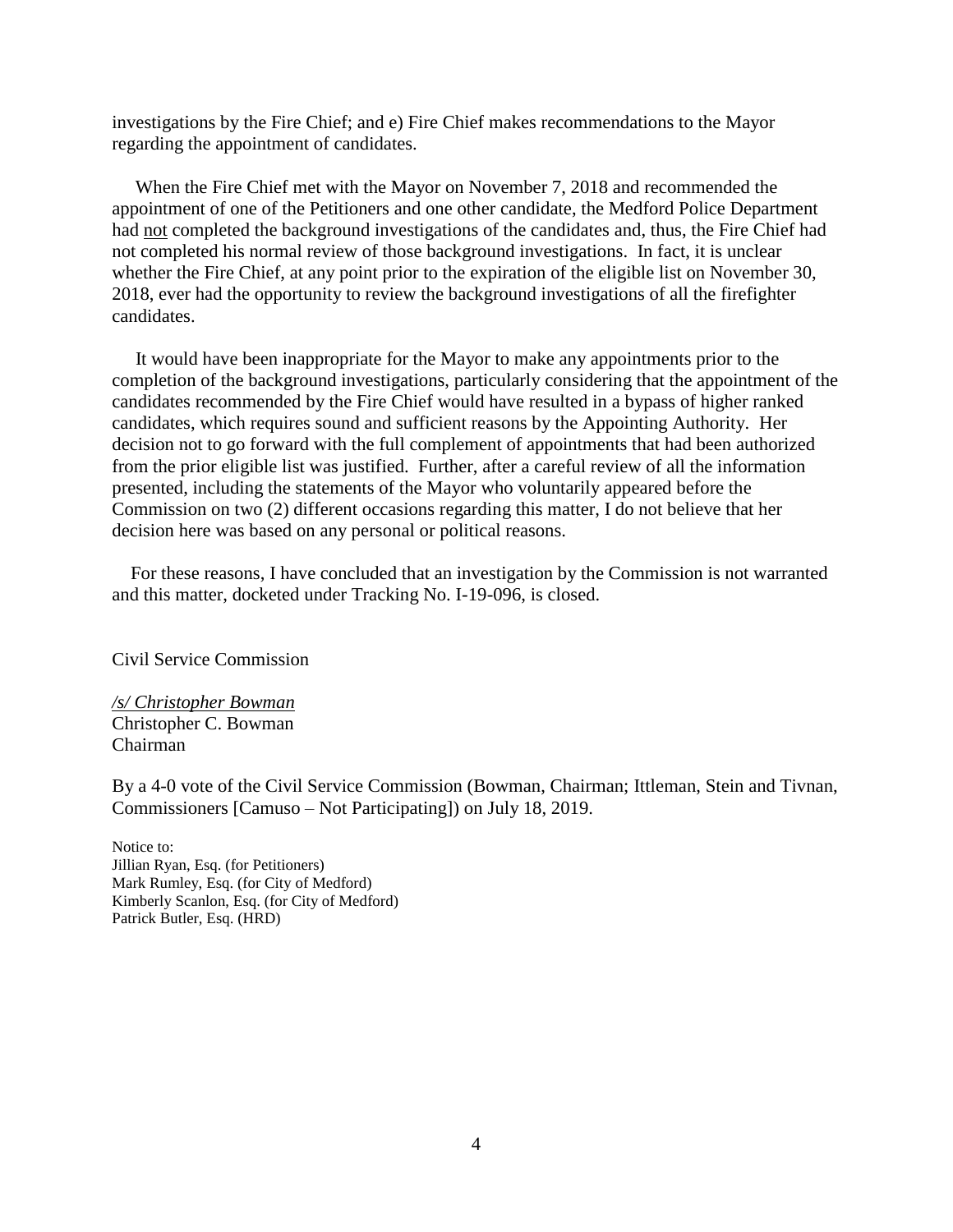investigations by the Fire Chief; and e) Fire Chief makes recommendations to the Mayor regarding the appointment of candidates.

When the Fire Chief met with the Mayor on November 7, 2018 and recommended the appointment of one of the Petitioners and one other candidate, the Medford Police Department had not completed the background investigations of the candidates and, thus, the Fire Chief had not completed his normal review of those background investigations. In fact, it is unclear whether the Fire Chief, at any point prior to the expiration of the eligible list on November 30, 2018, ever had the opportunity to review the background investigations of all the firefighter candidates.

It would have been inappropriate for the Mayor to make any appointments prior to the completion of the background investigations, particularly considering that the appointment of the candidates recommended by the Fire Chief would have resulted in a bypass of higher ranked candidates, which requires sound and sufficient reasons by the Appointing Authority. Her decision not to go forward with the full complement of appointments that had been authorized from the prior eligible list was justified. Further, after a careful review of all the information presented, including the statements of the Mayor who voluntarily appeared before the Commission on two (2) different occasions regarding this matter, I do not believe that her decision here was based on any personal or political reasons.

For these reasons, I have concluded that an investigation by the Commission is not warranted and this matter, docketed under Tracking No. I-19-096, is closed.

Civil Service Commission

*/s/ Christopher Bowman*
Christopher C. Bowman
Chairman

By a 4-0 vote of the Civil Service Commission (Bowman, Chairman; Ittleman, Stein and Tivnan, Commissioners [Camuso – Not Participating]) on July 18, 2019.

Notice to:
Jillian Ryan, Esq. (for Petitioners)
Mark Rumley, Esq. (for City of Medford)
Kimberly Scanlon, Esq. (for City of Medford)
Patrick Butler, Esq. (HRD)